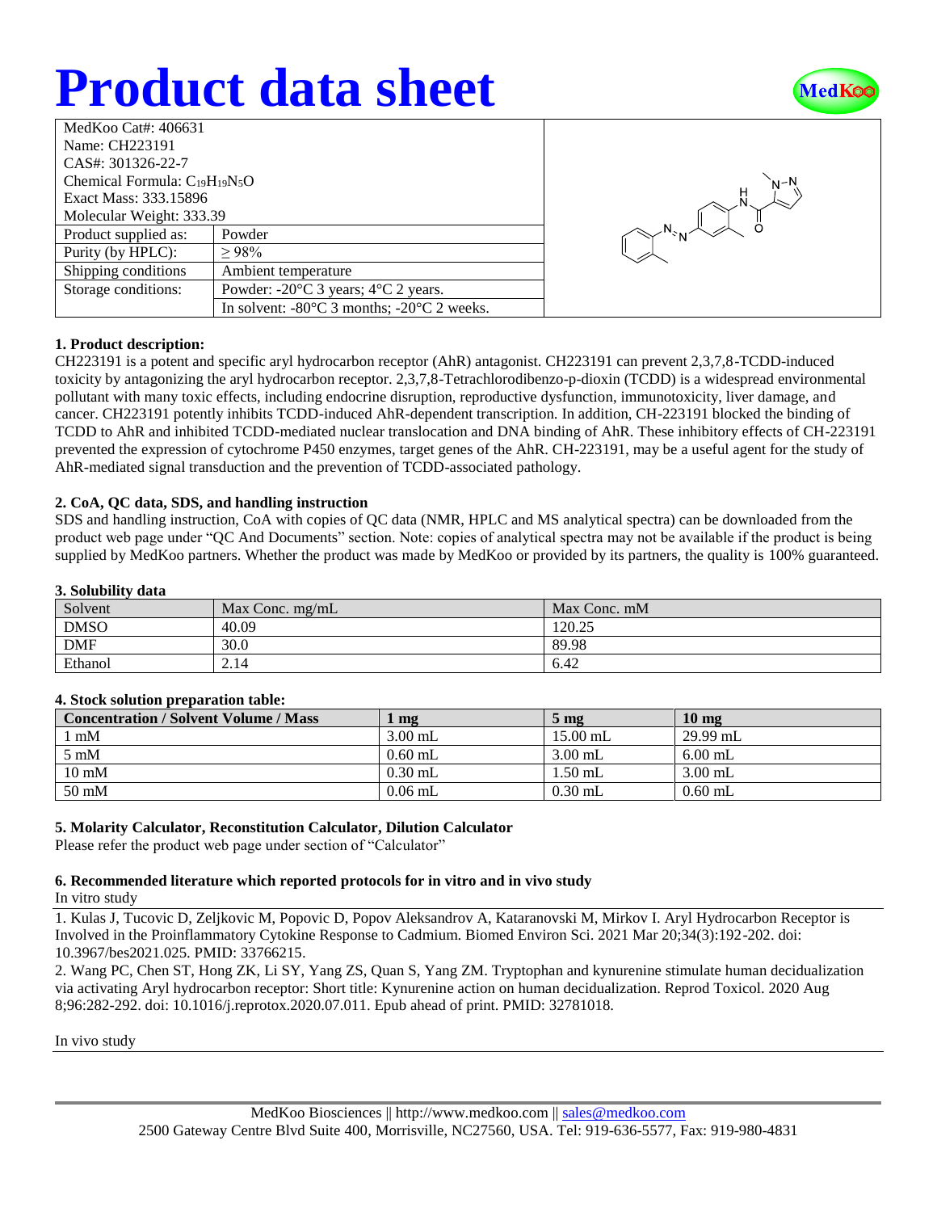# Product data sheet

| MedKoo Cat#: 406631 | |
|---|---|
| Name: CH223191 | |
| CAS#: 301326-22-7 | |
| Chemical Formula: $C_{19}H_{19}N_5O$ | |
| Exact Mass: 333.15896 | |
| Molecular Weight: 333.39 | |
| Product supplied as: | Powder |
| Purity (by HPLC): | ≥ 98% |
| Shipping conditions | Ambient temperature |
| Storage conditions: | Powder: -20°C 3 years; 4°C 2 years. |
| | In solvent: -80°C 3 months; -20°C 2 weeks. |

### 1. Product description:

CH223191 is a potent and specific aryl hydrocarbon receptor (AhR) antagonist. CH223191 can prevent 2,3,7,8-TCDD-induced toxicity by antagonizing the aryl hydrocarbon receptor. 2,3,7,8-Tetrachlorodibenzo-p-dioxin (TCDD) is a widespread environmental pollutant with many toxic effects, including endocrine disruption, reproductive dysfunction, immunotoxicity, liver damage, and cancer. CH223191 potently inhibits TCDD-induced AhR-dependent transcription. In addition, CH-223191 blocked the binding of TCDD to AhR and inhibited TCDD-mediated nuclear translocation and DNA binding of AhR. These inhibitory effects of CH-223191 prevented the expression of cytochrome P450 enzymes, target genes of the AhR. CH-223191, may be a useful agent for the study of AhR-mediated signal transduction and the prevention of TCDD-associated pathology.

### 2. CoA, QC data, SDS, and handling instruction

SDS and handling instruction, CoA with copies of QC data (NMR, HPLC and MS analytical spectra) can be downloaded from the product web page under "QC And Documents" section. Note: copies of analytical spectra may not be available if the product is being supplied by MedKoo partners. Whether the product was made by MedKoo or provided by its partners, the quality is 100% guaranteed.

### 3. Solubility data

| Solvent | Max Conc. mg/mL | Max Conc. mM |
|---|---|---|
| DMSO | 40.09 | 120.25 |
| DMF | 30.0 | 89.98 |
| Ethanol | 2.14 | 6.42 |

### 4. Stock solution preparation table:

| Concentration / Solvent Volume / Mass | 1 mg | 5 mg | 10 mg |
|---|---|---|---|
| 1 mM | 3.00 mL | 15.00 mL | 29.99 mL |
| 5 mM | 0.60 mL | 3.00 mL | 6.00 mL |
| 10 mM | 0.30 mL | 1.50 mL | 3.00 mL |
| 50 mM | 0.06 mL | 0.30 mL | 0.60 mL |

### 5. Molarity Calculator, Reconstitution Calculator, Dilution Calculator

Please refer the product web page under section of "Calculator"

### 6. Recommended literature which reported protocols for in vitro and in vivo study

In vitro study

1. Kulas J, Tucovic D, Zeljkovic M, Popovic D, Popov Aleksandrov A, Kataranovski M, Mirkov I. Aryl Hydrocarbon Receptor is Involved in the Proinflammatory Cytokine Response to Cadmium. Biomed Environ Sci. 2021 Mar 20;34(3):192-202. doi: 10.3967/bes2021.025. PMID: 33766215.
2. Wang PC, Chen ST, Hong ZK, Li SY, Yang ZS, Quan S, Yang ZM. Tryptophan and kynurenine stimulate human decidualization via activating Aryl hydrocarbon receptor: Short title: Kynurenine action on human decidualization. Reprod Toxicol. 2020 Aug 8;96:282-292. doi: 10.1016/j.reprotox.2020.07.011. Epub ahead of print. PMID: 32781018.

In vivo study

MedKoo Biosciences || http://www.medkoo.com || sales@medkoo.com
2500 Gateway Centre Blvd Suite 400, Morrisville, NC27560, USA. Tel: 919-636-5577, Fax: 919-980-4831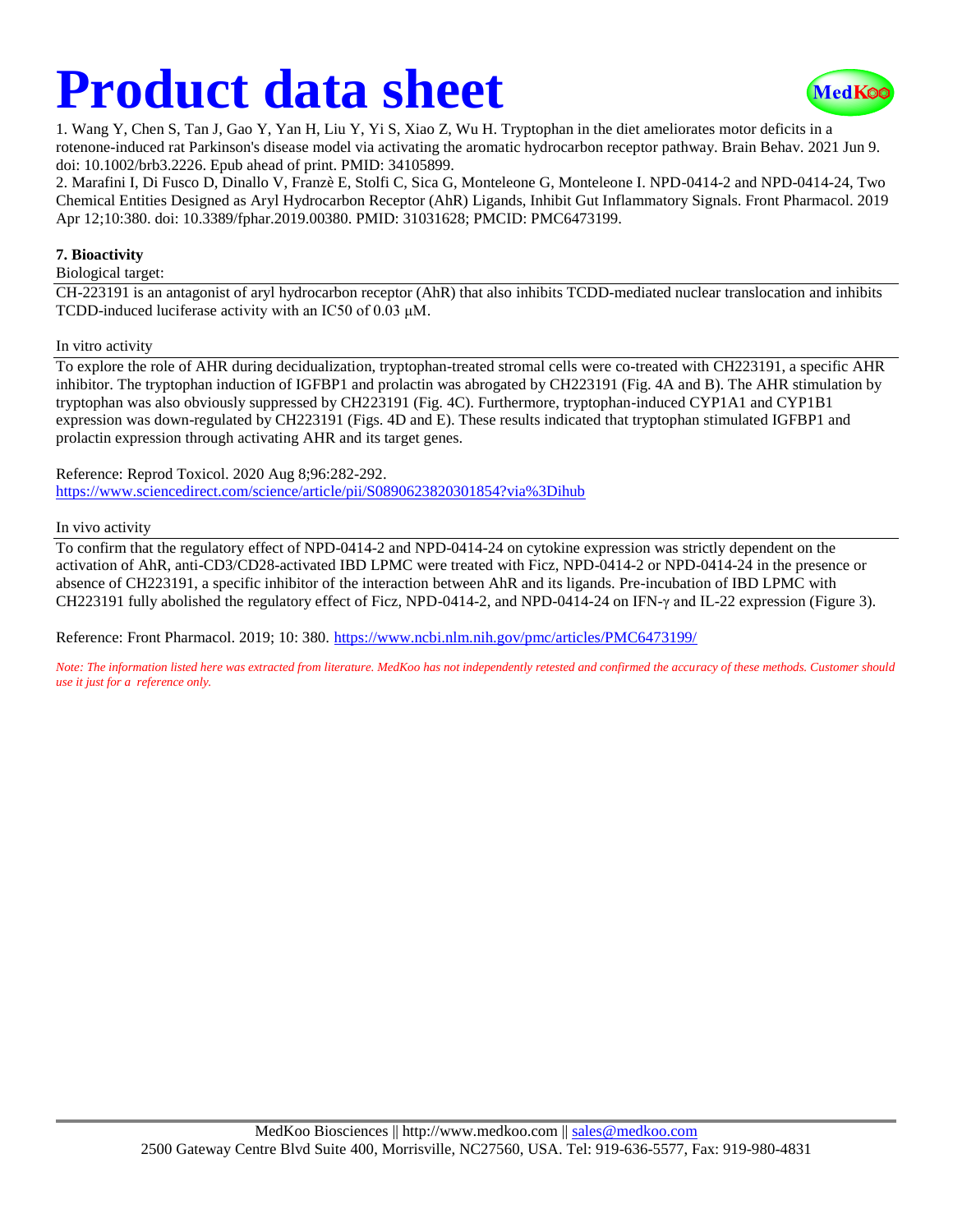# Product data sheet

1. Wang Y, Chen S, Tan J, Gao Y, Yan H, Liu Y, Yi S, Xiao Z, Wu H. Tryptophan in the diet ameliorates motor deficits in a rotenone-induced rat Parkinson's disease model via activating the aromatic hydrocarbon receptor pathway. Brain Behav. 2021 Jun 9. doi: 10.1002/brb3.2226. Epub ahead of print. PMID: 34105899.
2. Marafini I, Di Fusco D, Dinallo V, Franzè E, Stolfi C, Sica G, Monteleone G, Monteleone I. NPD-0414-2 and NPD-0414-24, Two Chemical Entities Designed as Aryl Hydrocarbon Receptor (AhR) Ligands, Inhibit Gut Inflammatory Signals. Front Pharmacol. 2019 Apr 12;10:380. doi: 10.3389/fphar.2019.00380. PMID: 31031628; PMCID: PMC6473199.

**7. Bioactivity**

Biological target:

CH-223191 is an antagonist of aryl hydrocarbon receptor (AhR) that also inhibits TCDD-mediated nuclear translocation and inhibits TCDD-induced luciferase activity with an IC50 of 0.03 μM.

In vitro activity

To explore the role of AHR during decidualization, tryptophan-treated stromal cells were co-treated with CH223191, a specific AHR inhibitor. The tryptophan induction of IGFBP1 and prolactin was abrogated by CH223191 (Fig. 4A and B). The AHR stimulation by tryptophan was also obviously suppressed by CH223191 (Fig. 4C). Furthermore, tryptophan-induced CYP1A1 and CYP1B1 expression was down-regulated by CH223191 (Figs. 4D and E). These results indicated that tryptophan stimulated IGFBP1 and prolactin expression through activating AHR and its target genes.

Reference: Reprod Toxicol. 2020 Aug 8;96:282-292.
https://www.sciencedirect.com/science/article/pii/S0890623820301854?via%3Dihub

In vivo activity

To confirm that the regulatory effect of NPD-0414-2 and NPD-0414-24 on cytokine expression was strictly dependent on the activation of AhR, anti-CD3/CD28-activated IBD LPMC were treated with Ficz, NPD-0414-2 or NPD-0414-24 in the presence or absence of CH223191, a specific inhibitor of the interaction between AhR and its ligands. Pre-incubation of IBD LPMC with CH223191 fully abolished the regulatory effect of Ficz, NPD-0414-2, and NPD-0414-24 on IFN-γ and IL-22 expression (Figure 3).

Reference: Front Pharmacol. 2019; 10: 380. https://www.ncbi.nlm.nih.gov/pmc/articles/PMC6473199/

*Note: The information listed here was extracted from literature. MedKoo has not independently retested and confirmed the accuracy of these methods. Customer should use it just for a reference only.*

MedKoo Biosciences || http://www.medkoo.com || sales@medkoo.com
2500 Gateway Centre Blvd Suite 400, Morrisville, NC27560, USA. Tel: 919-636-5577, Fax: 919-980-4831